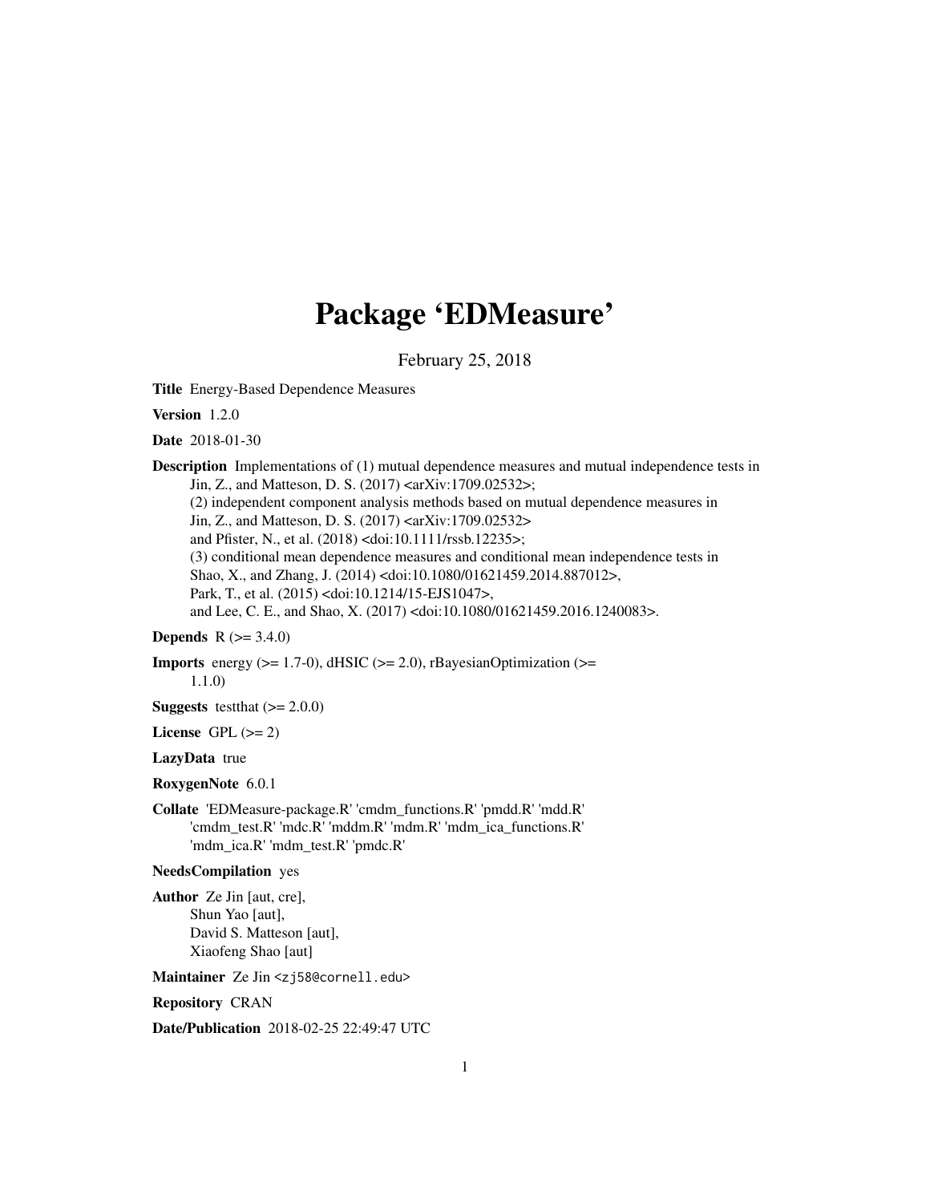# Package 'EDMeasure'

February 25, 2018

**Title** Energy-Based Dependence Measures

**Version** 1.2.0

**Date** 2018-01-30

**Description** Implementations of (1) mutual dependence measures and mutual independence tests in Jin, Z., and Matteson, D. S. (2017) <arXiv:1709.02532>;
(2) independent component analysis methods based on mutual dependence measures in Jin, Z., and Matteson, D. S. (2017) <arXiv:1709.02532>
and Pfister, N., et al. (2018) <doi:10.1111/rssb.12235>;
(3) conditional mean dependence measures and conditional mean independence tests in Shao, X., and Zhang, J. (2014) <doi:10.1080/01621459.2014.887012>,
Park, T., et al. (2015) <doi:10.1214/15-EJS1047>,
and Lee, C. E., and Shao, X. (2017) <doi:10.1080/01621459.2016.1240083>.

**Depends** R (>= 3.4.0)

**Imports** energy (>= 1.7-0), dHSIC (>= 2.0), rBayesianOptimization (>= 1.1.0)

**Suggests** testthat (>= 2.0.0)

**License** GPL (>= 2)

**LazyData** true

**RoxygenNote** 6.0.1

**Collate** 'EDMeasure-package.R' 'cmdm_functions.R' 'pmdd.R' 'mdd.R' 'cmdm_test.R' 'mdc.R' 'mddm.R' 'mdm.R' 'mdm_ica_functions.R' 'mdm_ica.R' 'mdm_test.R' 'pmdc.R'

**NeedsCompilation** yes

**Author** Ze Jin [aut, cre],
Shun Yao [aut],
David S. Matteson [aut],
Xiaofeng Shao [aut]

**Maintainer** Ze Jin <zj58@cornell.edu>

**Repository** CRAN

**Date/Publication** 2018-02-25 22:49:47 UTC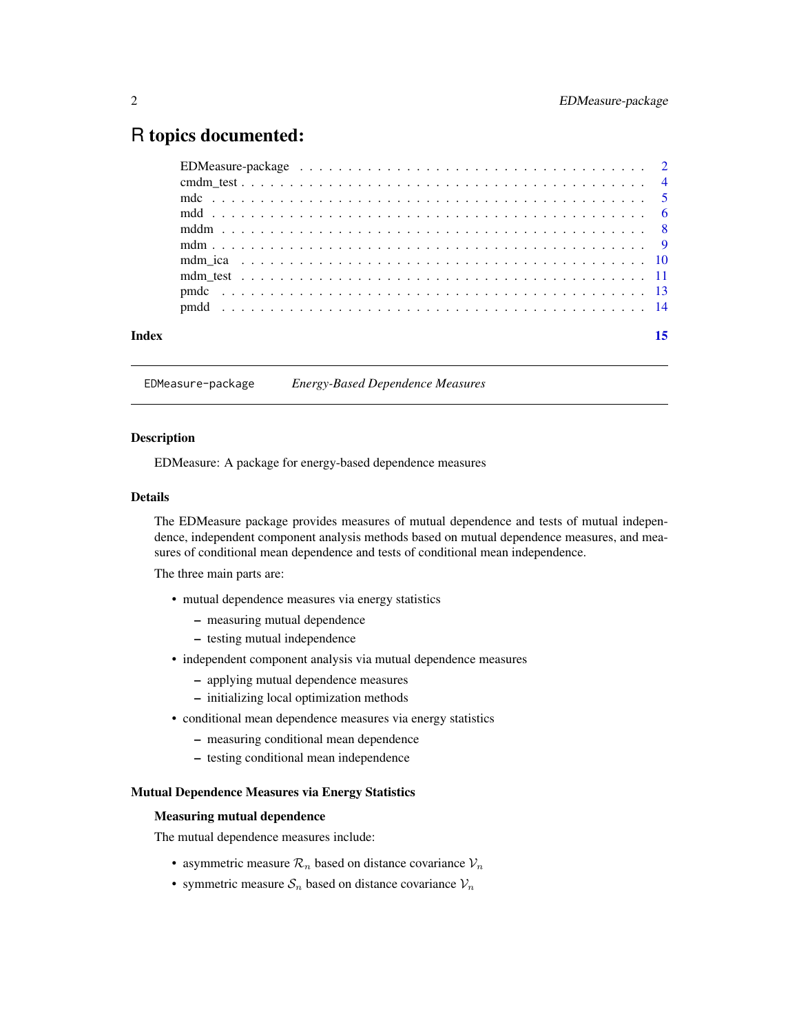# R topics documented:

| | |
|---|---|
| EDMeasure-package | 2 |
| cmdm_test | 4 |
| mdc | 5 |
| mdd | 6 |
| mddm | 8 |
| mdm | 9 |
| mdm_ica | 10 |
| mdm_test | 11 |
| pmdc | 13 |
| pmdd | 14 |
| **Index** | **15** |

---

EDMeasure-package *Energy-Based Dependence Measures*

---

### Description

EDMeasure: A package for energy-based dependence measures

### Details

The EDMeasure package provides measures of mutual dependence and tests of mutual independence, independent component analysis methods based on mutual dependence measures, and measures of conditional mean dependence and tests of conditional mean independence.

The three main parts are:

- mutual dependence measures via energy statistics
  - measuring mutual dependence
  - testing mutual independence
- independent component analysis via mutual dependence measures
  - applying mutual dependence measures
  - initializing local optimization methods
- conditional mean dependence measures via energy statistics
  - measuring conditional mean dependence
  - testing conditional mean independence

### Mutual Dependence Measures via Energy Statistics

#### Measuring mutual dependence

The mutual dependence measures include:

- asymmetric measure $\mathcal{R}_n$ based on distance covariance $\mathcal{V}_n$
- symmetric measure $\mathcal{S}_n$ based on distance covariance $\mathcal{V}_n$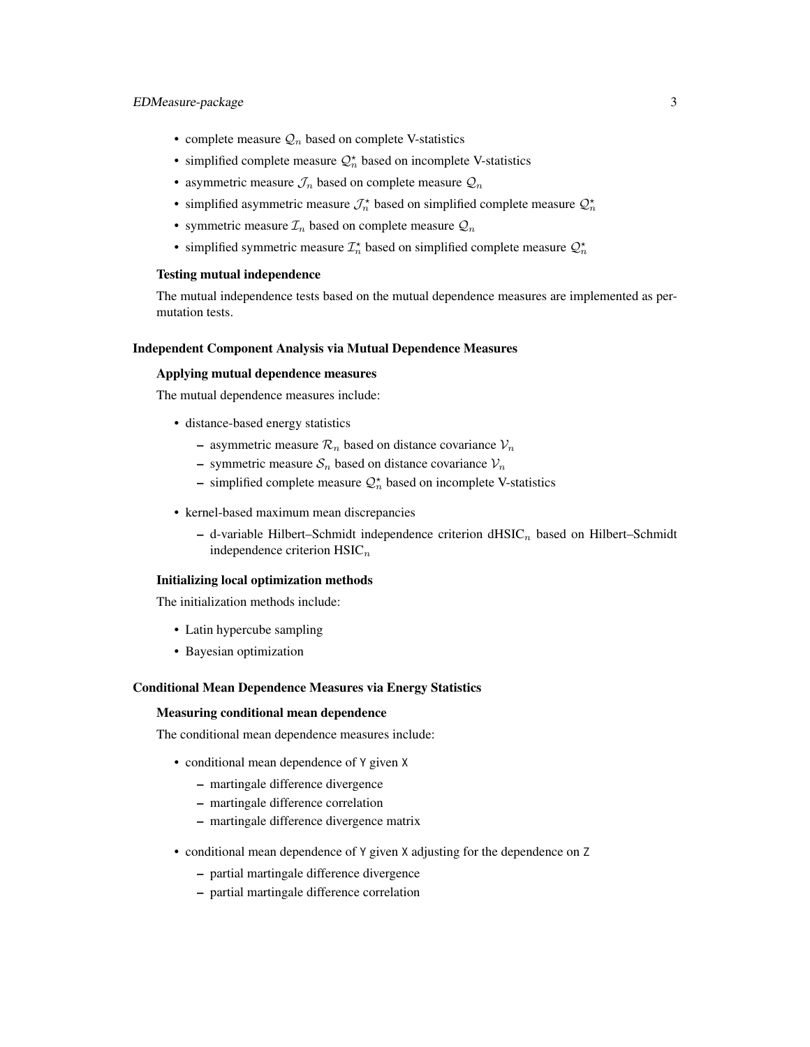- complete measure $\mathcal{Q}_n$ based on complete V-statistics
- simplified complete measure $\mathcal{Q}_n^\star$ based on incomplete V-statistics
- asymmetric measure $\mathcal{J}_n$ based on complete measure $\mathcal{Q}_n$
- simplified asymmetric measure $\mathcal{J}_n^\star$ based on simplified complete measure $\mathcal{Q}_n^\star$
- symmetric measure $\mathcal{I}_n$ based on complete measure $\mathcal{Q}_n$
- simplified symmetric measure $\mathcal{I}_n^\star$ based on simplified complete measure $\mathcal{Q}_n^\star$

### Testing mutual independence

The mutual independence tests based on the mutual dependence measures are implemented as permutation tests.

## Independent Component Analysis via Mutual Dependence Measures

### Applying mutual dependence measures

The mutual dependence measures include:

- distance-based energy statistics
  - asymmetric measure $\mathcal{R}_n$ based on distance covariance $\mathcal{V}_n$
  - symmetric measure $\mathcal{S}_n$ based on distance covariance $\mathcal{V}_n$
  - simplified complete measure $\mathcal{Q}_n^\star$ based on incomplete V-statistics
- kernel-based maximum mean discrepancies
  - d-variable Hilbert–Schmidt independence criterion $\mathrm{dHSIC}_n$ based on Hilbert–Schmidt independence criterion $\mathrm{HSIC}_n$

### Initializing local optimization methods

The initialization methods include:

- Latin hypercube sampling
- Bayesian optimization

## Conditional Mean Dependence Measures via Energy Statistics

### Measuring conditional mean dependence

The conditional mean dependence measures include:

- conditional mean dependence of `Y` given `X`
  - martingale difference divergence
  - martingale difference correlation
  - martingale difference divergence matrix
- conditional mean dependence of `Y` given `X` adjusting for the dependence on `Z`
  - partial martingale difference divergence
  - partial martingale difference correlation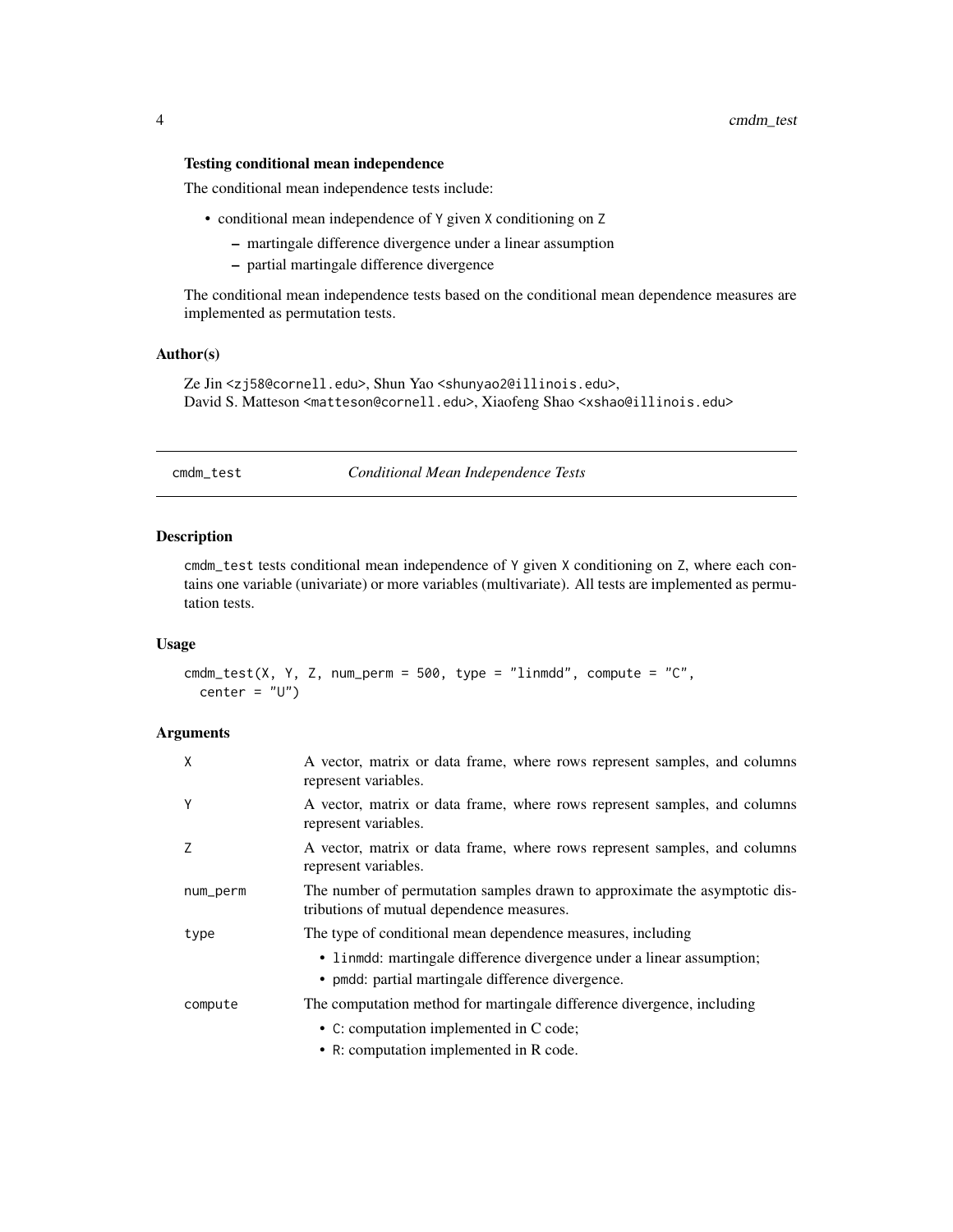### Testing conditional mean independence

The conditional mean independence tests include:

- conditional mean independence of `Y` given `X` conditioning on `Z`
  - martingale difference divergence under a linear assumption
  - partial martingale difference divergence

The conditional mean independence tests based on the conditional mean dependence measures are implemented as permutation tests.

### Author(s)

Ze Jin <zj58@cornell.edu>, Shun Yao <shunyao2@illinois.edu>,
David S. Matteson <matteson@cornell.edu>, Xiaofeng Shao <xshao@illinois.edu>

---

## cmdm_test — *Conditional Mean Independence Tests*

### Description

`cmdm_test` tests conditional mean independence of `Y` given `X` conditioning on `Z`, where each contains one variable (univariate) or more variables (multivariate). All tests are implemented as permutation tests.

### Usage

```
cmdm_test(X, Y, Z, num_perm = 500, type = "linmdd", compute = "C",
  center = "U")
```

### Arguments

| | |
|---|---|
| `X` | A vector, matrix or data frame, where rows represent samples, and columns represent variables. |
| `Y` | A vector, matrix or data frame, where rows represent samples, and columns represent variables. |
| `Z` | A vector, matrix or data frame, where rows represent samples, and columns represent variables. |
| `num_perm` | The number of permutation samples drawn to approximate the asymptotic distributions of mutual dependence measures. |
| `type` | The type of conditional mean dependence measures, including<br>• `linmdd`: martingale difference divergence under a linear assumption;<br>• `pmdd`: partial martingale difference divergence. |
| `compute` | The computation method for martingale difference divergence, including<br>• `C`: computation implemented in C code;<br>• `R`: computation implemented in R code. |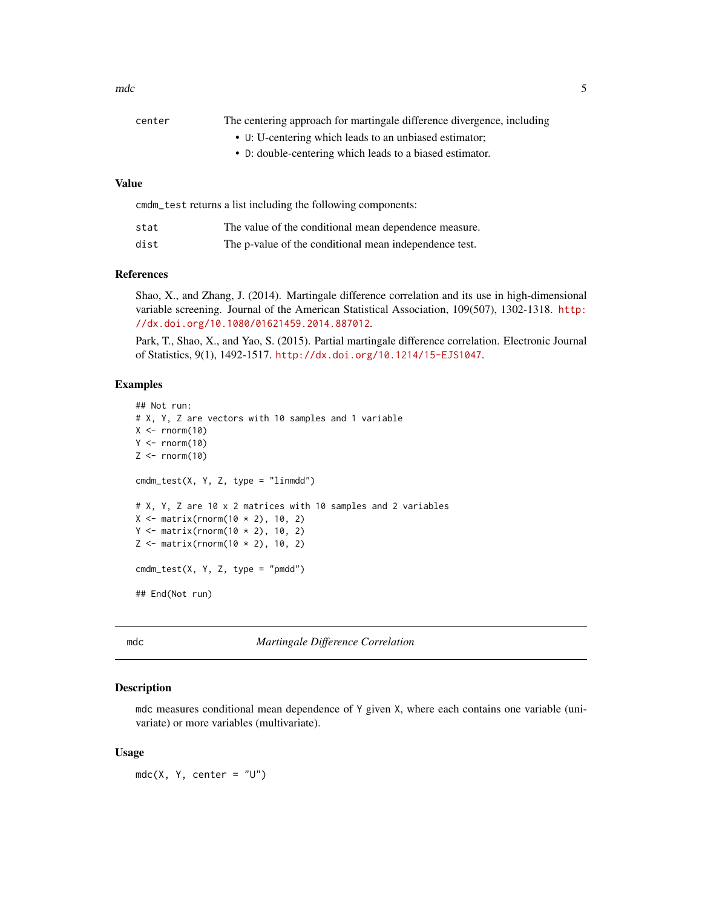| | |
|---|---|
| center | The centering approach for martingale difference divergence, including<br>• U: U-centering which leads to an unbiased estimator;<br>• D: double-centering which leads to a biased estimator. |

## Value

cmdm_test returns a list including the following components:

| | |
|---|---|
| stat | The value of the conditional mean dependence measure. |
| dist | The p-value of the conditional mean independence test. |

## References

Shao, X., and Zhang, J. (2014). Martingale difference correlation and its use in high-dimensional variable screening. Journal of the American Statistical Association, 109(507), 1302-1318. http://dx.doi.org/10.1080/01621459.2014.887012.

Park, T., Shao, X., and Yao, S. (2015). Partial martingale difference correlation. Electronic Journal of Statistics, 9(1), 1492-1517. http://dx.doi.org/10.1214/15-EJS1047.

## Examples

```
## Not run:
# X, Y, Z are vectors with 10 samples and 1 variable
X <- rnorm(10)
Y <- rnorm(10)
Z <- rnorm(10)

cmdm_test(X, Y, Z, type = "linmdd")

# X, Y, Z are 10 x 2 matrices with 10 samples and 2 variables
X <- matrix(rnorm(10 * 2), 10, 2)
Y <- matrix(rnorm(10 * 2), 10, 2)
Z <- matrix(rnorm(10 * 2), 10, 2)

cmdm_test(X, Y, Z, type = "pmdd")

## End(Not run)
```

---

# mdc — *Martingale Difference Correlation*

---

## Description

mdc measures conditional mean dependence of Y given X, where each contains one variable (univariate) or more variables (multivariate).

## Usage

```
mdc(X, Y, center = "U")
```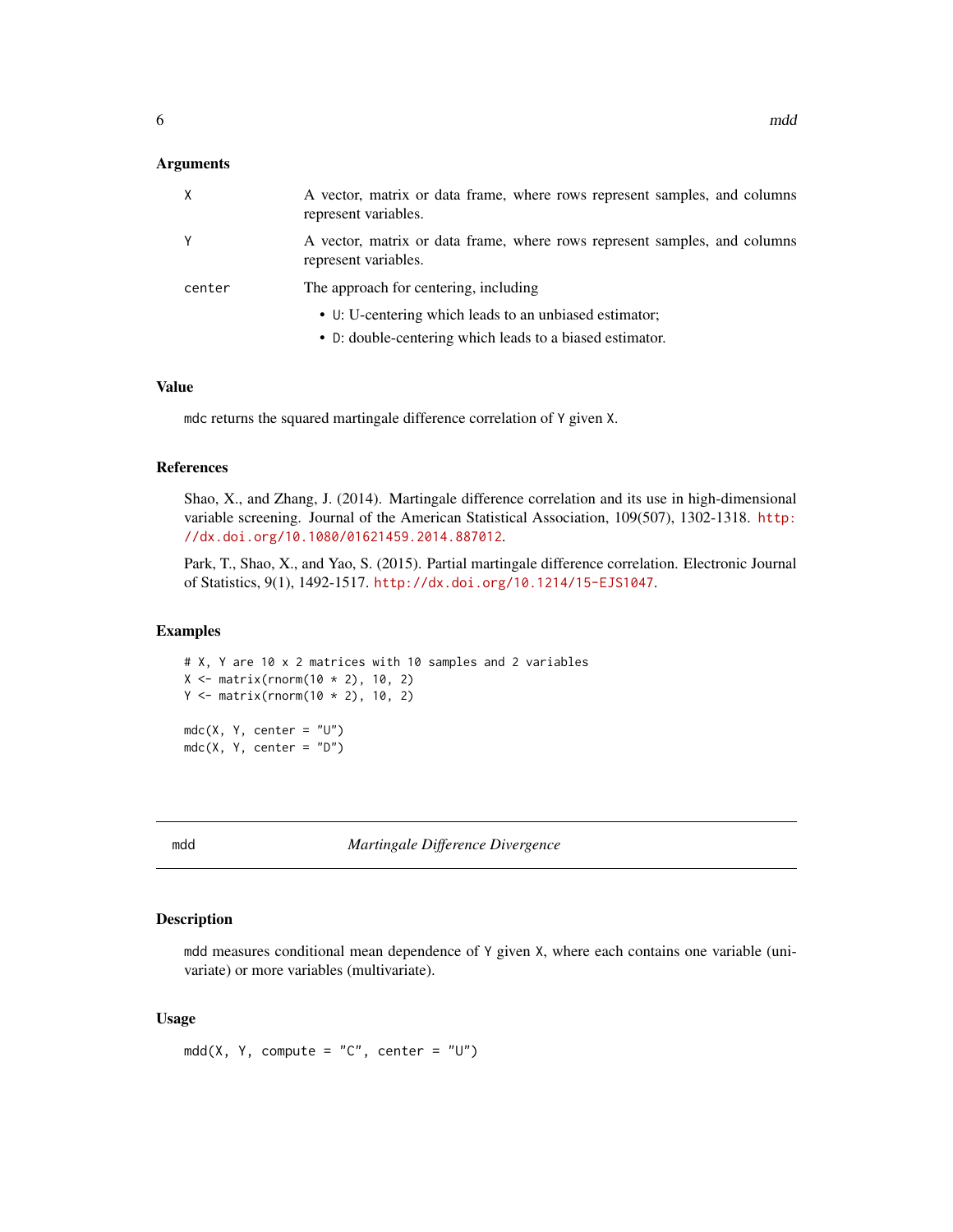### Arguments

| | |
|---|---|
| X | A vector, matrix or data frame, where rows represent samples, and columns represent variables. |
| Y | A vector, matrix or data frame, where rows represent samples, and columns represent variables. |
| center | The approach for centering, including <br> • U: U-centering which leads to an unbiased estimator; <br> • D: double-centering which leads to a biased estimator. |

### Value

mdc returns the squared martingale difference correlation of Y given X.

### References

Shao, X., and Zhang, J. (2014). Martingale difference correlation and its use in high-dimensional variable screening. Journal of the American Statistical Association, 109(507), 1302-1318. http://dx.doi.org/10.1080/01621459.2014.887012.

Park, T., Shao, X., and Yao, S. (2015). Partial martingale difference correlation. Electronic Journal of Statistics, 9(1), 1492-1517. http://dx.doi.org/10.1214/15-EJS1047.

### Examples

```
# X, Y are 10 x 2 matrices with 10 samples and 2 variables
X <- matrix(rnorm(10 * 2), 10, 2)
Y <- matrix(rnorm(10 * 2), 10, 2)

mdc(X, Y, center = "U")
mdc(X, Y, center = "D")
```

---

## mdd — *Martingale Difference Divergence*

### Description

mdd measures conditional mean dependence of Y given X, where each contains one variable (univariate) or more variables (multivariate).

### Usage

```
mdd(X, Y, compute = "C", center = "U")
```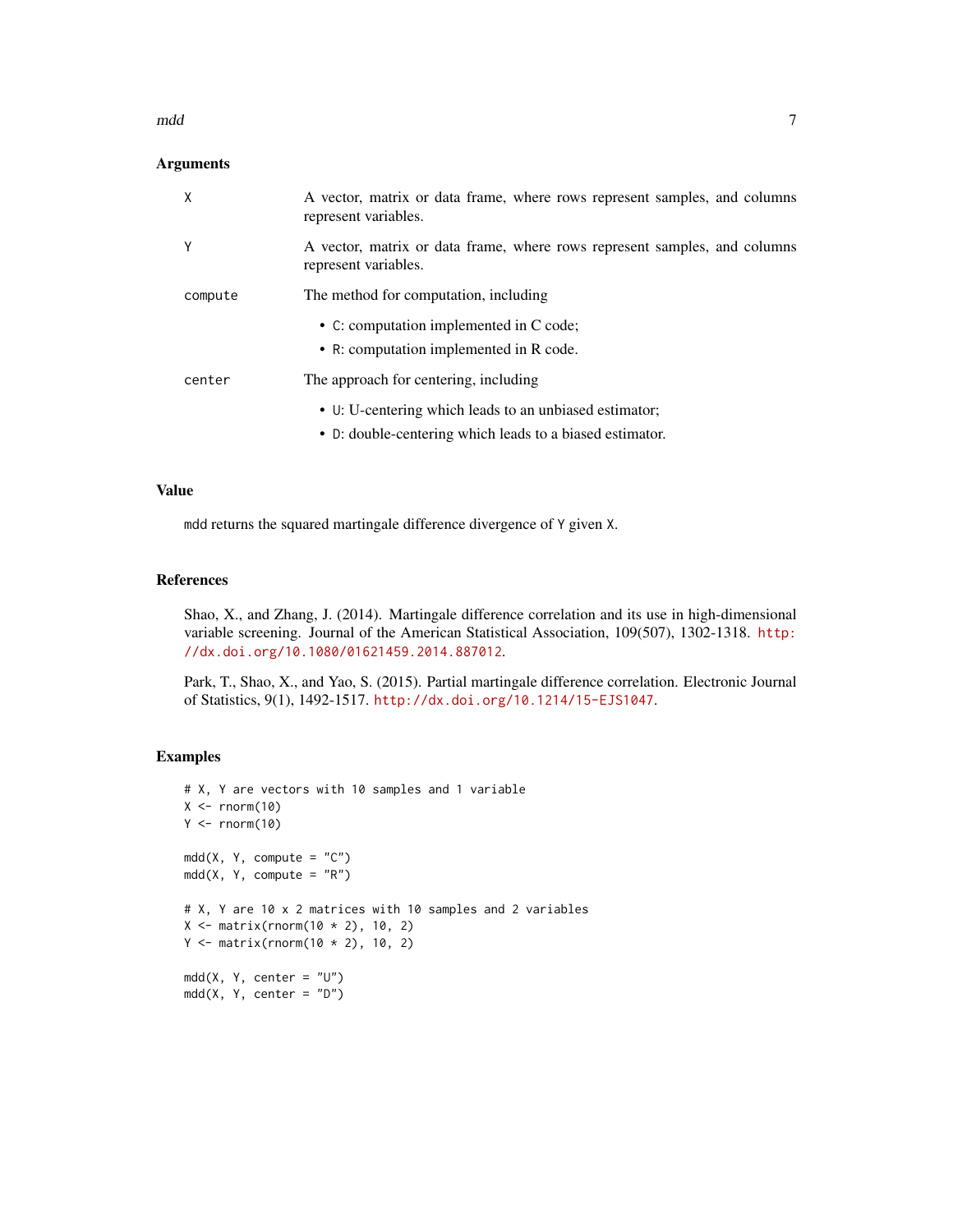## Arguments

- `X` — A vector, matrix or data frame, where rows represent samples, and columns represent variables.
- `Y` — A vector, matrix or data frame, where rows represent samples, and columns represent variables.
- `compute` — The method for computation, including
  - `C`: computation implemented in C code;
  - `R`: computation implemented in R code.
- `center` — The approach for centering, including
  - `U`: U-centering which leads to an unbiased estimator;
  - `D`: double-centering which leads to a biased estimator.

## Value

`mdd` returns the squared martingale difference divergence of `Y` given `X`.

## References

Shao, X., and Zhang, J. (2014). Martingale difference correlation and its use in high-dimensional variable screening. Journal of the American Statistical Association, 109(507), 1302-1318. http://dx.doi.org/10.1080/01621459.2014.887012.

Park, T., Shao, X., and Yao, S. (2015). Partial martingale difference correlation. Electronic Journal of Statistics, 9(1), 1492-1517. http://dx.doi.org/10.1214/15-EJS1047.

## Examples

```
# X, Y are vectors with 10 samples and 1 variable
X <- rnorm(10)
Y <- rnorm(10)

mdd(X, Y, compute = "C")
mdd(X, Y, compute = "R")

# X, Y are 10 x 2 matrices with 10 samples and 2 variables
X <- matrix(rnorm(10 * 2), 10, 2)
Y <- matrix(rnorm(10 * 2), 10, 2)

mdd(X, Y, center = "U")
mdd(X, Y, center = "D")
```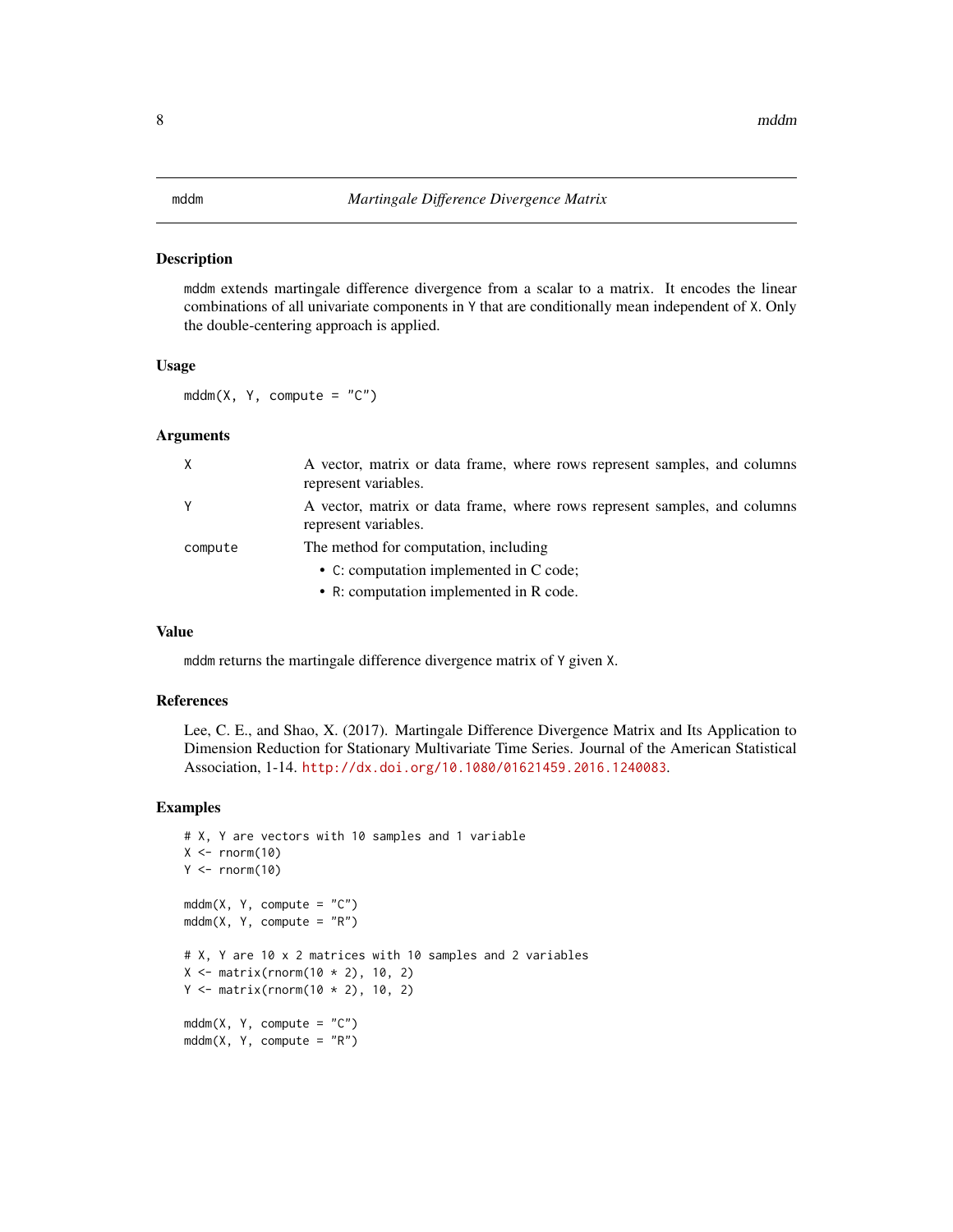# mddm — *Martingale Difference Divergence Matrix*

## Description

mddm extends martingale difference divergence from a scalar to a matrix. It encodes the linear combinations of all univariate components in Y that are conditionally mean independent of X. Only the double-centering approach is applied.

## Usage

```
mddm(X, Y, compute = "C")
```

## Arguments

| | |
|---|---|
| X | A vector, matrix or data frame, where rows represent samples, and columns represent variables. |
| Y | A vector, matrix or data frame, where rows represent samples, and columns represent variables. |
| compute | The method for computation, including<br>• C: computation implemented in C code;<br>• R: computation implemented in R code. |

## Value

mddm returns the martingale difference divergence matrix of Y given X.

## References

Lee, C. E., and Shao, X. (2017). Martingale Difference Divergence Matrix and Its Application to Dimension Reduction for Stationary Multivariate Time Series. Journal of the American Statistical Association, 1-14. http://dx.doi.org/10.1080/01621459.2016.1240083.

## Examples

```
# X, Y are vectors with 10 samples and 1 variable
X <- rnorm(10)
Y <- rnorm(10)

mddm(X, Y, compute = "C")
mddm(X, Y, compute = "R")

# X, Y are 10 x 2 matrices with 10 samples and 2 variables
X <- matrix(rnorm(10 * 2), 10, 2)
Y <- matrix(rnorm(10 * 2), 10, 2)

mddm(X, Y, compute = "C")
mddm(X, Y, compute = "R")
```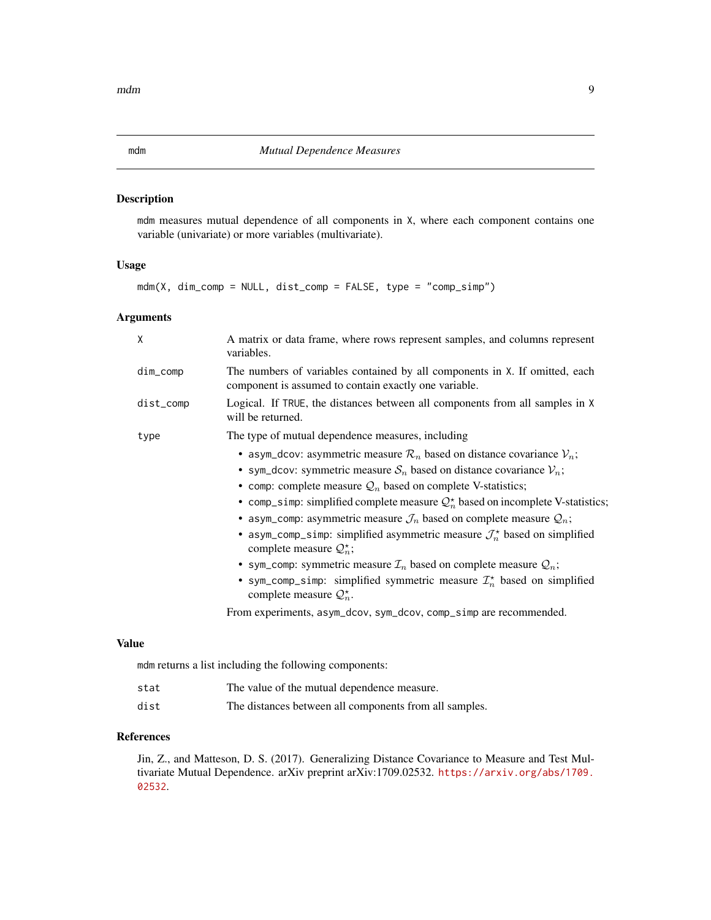# mdm — *Mutual Dependence Measures*

## Description

mdm measures mutual dependence of all components in X, where each component contains one variable (univariate) or more variables (multivariate).

## Usage

```
mdm(X, dim_comp = NULL, dist_comp = FALSE, type = "comp_simp")
```

## Arguments

| Argument | Description |
|---|---|
| X | A matrix or data frame, where rows represent samples, and columns represent variables. |
| dim_comp | The numbers of variables contained by all components in X. If omitted, each component is assumed to contain exactly one variable. |
| dist_comp | Logical. If TRUE, the distances between all components from all samples in X will be returned. |
| type | The type of mutual dependence measures, including |

- asym_dcov: asymmetric measure $\mathcal{R}_n$ based on distance covariance $\mathcal{V}_n$;
- sym_dcov: symmetric measure $\mathcal{S}_n$ based on distance covariance $\mathcal{V}_n$;
- comp: complete measure $\mathcal{Q}_n$ based on complete V-statistics;
- comp_simp: simplified complete measure $\mathcal{Q}_n^\star$ based on incomplete V-statistics;
- asym_comp: asymmetric measure $\mathcal{J}_n$ based on complete measure $\mathcal{Q}_n$;
- asym_comp_simp: simplified asymmetric measure $\mathcal{J}_n^\star$ based on simplified complete measure $\mathcal{Q}_n^\star$;
- sym_comp: symmetric measure $\mathcal{I}_n$ based on complete measure $\mathcal{Q}_n$;
- sym_comp_simp: simplified symmetric measure $\mathcal{I}_n^\star$ based on simplified complete measure $\mathcal{Q}_n^\star$.

From experiments, asym_dcov, sym_dcov, comp_simp are recommended.

## Value

mdm returns a list including the following components:

| Component | Description |
|---|---|
| stat | The value of the mutual dependence measure. |
| dist | The distances between all components from all samples. |

## References

Jin, Z., and Matteson, D. S. (2017). Generalizing Distance Covariance to Measure and Test Multivariate Mutual Dependence. arXiv preprint arXiv:1709.02532. https://arxiv.org/abs/1709.02532.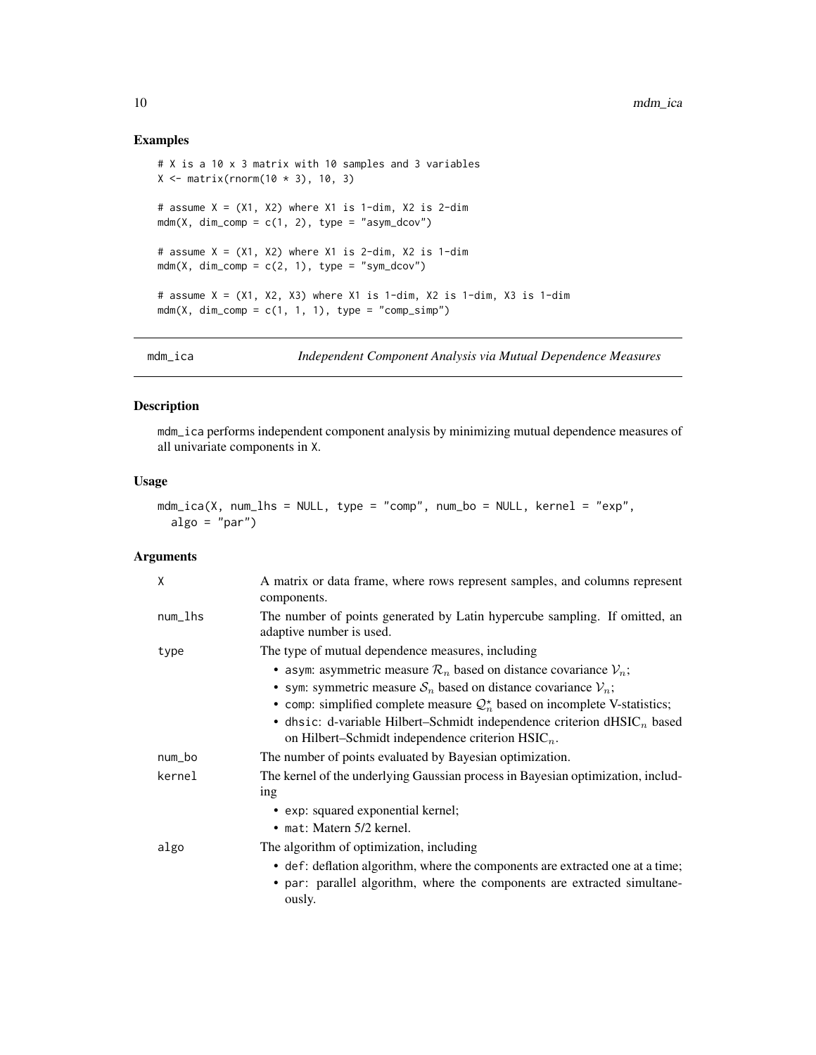### Examples

```
# X is a 10 x 3 matrix with 10 samples and 3 variables
X <- matrix(rnorm(10 * 3), 10, 3)

# assume X = (X1, X2) where X1 is 1-dim, X2 is 2-dim
mdm(X, dim_comp = c(1, 2), type = "asym_dcov")

# assume X = (X1, X2) where X1 is 2-dim, X2 is 1-dim
mdm(X, dim_comp = c(2, 1), type = "sym_dcov")

# assume X = (X1, X2, X3) where X1 is 1-dim, X2 is 1-dim, X3 is 1-dim
mdm(X, dim_comp = c(1, 1, 1), type = "comp_simp")
```

---

## mdm_ica — *Independent Component Analysis via Mutual Dependence Measures*

### Description

mdm_ica performs independent component analysis by minimizing mutual dependence measures of all univariate components in X.

### Usage

```
mdm_ica(X, num_lhs = NULL, type = "comp", num_bo = NULL, kernel = "exp",
  algo = "par")
```

### Arguments

| | |
|---|---|
| X | A matrix or data frame, where rows represent samples, and columns represent components. |
| num_lhs | The number of points generated by Latin hypercube sampling. If omitted, an adaptive number is used. |
| type | The type of mutual dependence measures, including<br>• asym: asymmetric measure $\mathcal{R}_n$ based on distance covariance $\mathcal{V}_n$;<br>• sym: symmetric measure $\mathcal{S}_n$ based on distance covariance $\mathcal{V}_n$;<br>• comp: simplified complete measure $\mathcal{Q}_n^\star$ based on incomplete V-statistics;<br>• dhsic: d-variable Hilbert–Schmidt independence criterion $\mathrm{dHSIC}_n$ based on Hilbert–Schmidt independence criterion $\mathrm{HSIC}_n$. |
| num_bo | The number of points evaluated by Bayesian optimization. |
| kernel | The kernel of the underlying Gaussian process in Bayesian optimization, including<br>• exp: squared exponential kernel;<br>• mat: Matern 5/2 kernel. |
| algo | The algorithm of optimization, including<br>• def: deflation algorithm, where the components are extracted one at a time;<br>• par: parallel algorithm, where the components are extracted simultaneously. |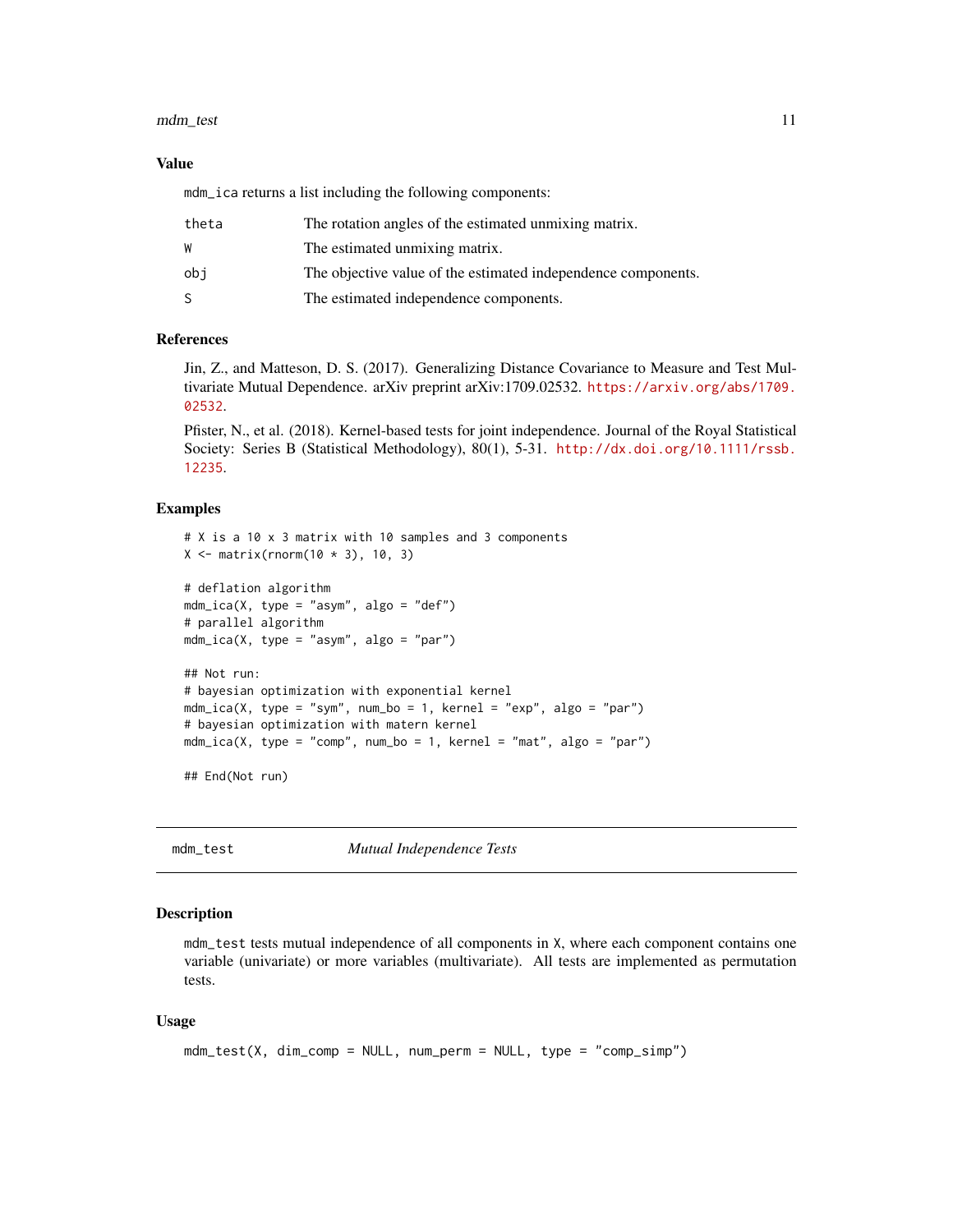### Value

mdm_ica returns a list including the following components:

| | |
|---|---|
| theta | The rotation angles of the estimated unmixing matrix. |
| W | The estimated unmixing matrix. |
| obj | The objective value of the estimated independence components. |
| S | The estimated independence components. |

### References

Jin, Z., and Matteson, D. S. (2017). Generalizing Distance Covariance to Measure and Test Multivariate Mutual Dependence. arXiv preprint arXiv:1709.02532. https://arxiv.org/abs/1709.02532.

Pfister, N., et al. (2018). Kernel-based tests for joint independence. Journal of the Royal Statistical Society: Series B (Statistical Methodology), 80(1), 5-31. http://dx.doi.org/10.1111/rssb.12235.

### Examples

```
# X is a 10 x 3 matrix with 10 samples and 3 components
X <- matrix(rnorm(10 * 3), 10, 3)

# deflation algorithm
mdm_ica(X, type = "asym", algo = "def")
# parallel algorithm
mdm_ica(X, type = "asym", algo = "par")

## Not run:
# bayesian optimization with exponential kernel
mdm_ica(X, type = "sym", num_bo = 1, kernel = "exp", algo = "par")
# bayesian optimization with matern kernel
mdm_ica(X, type = "comp", num_bo = 1, kernel = "mat", algo = "par")

## End(Not run)
```

---

## mdm_test *Mutual Independence Tests*

### Description

mdm_test tests mutual independence of all components in X, where each component contains one variable (univariate) or more variables (multivariate). All tests are implemented as permutation tests.

### Usage

```
mdm_test(X, dim_comp = NULL, num_perm = NULL, type = "comp_simp")
```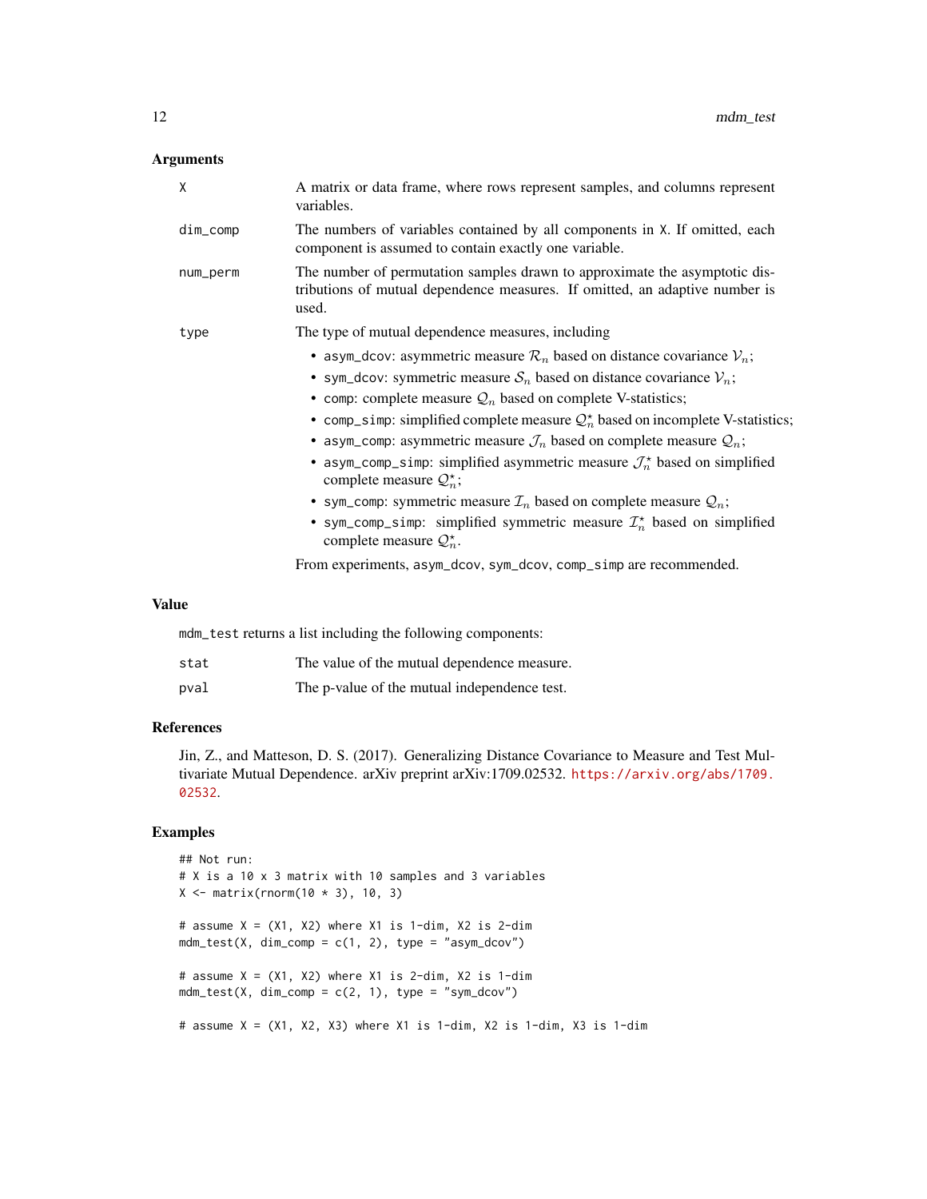### Arguments

- **X**: A matrix or data frame, where rows represent samples, and columns represent variables.
- **dim_comp**: The numbers of variables contained by all components in X. If omitted, each component is assumed to contain exactly one variable.
- **num_perm**: The number of permutation samples drawn to approximate the asymptotic distributions of mutual dependence measures. If omitted, an adaptive number is used.
- **type**: The type of mutual dependence measures, including
  - asym_dcov: asymmetric measure $\mathcal{R}_n$ based on distance covariance $\mathcal{V}_n$;
  - sym_dcov: symmetric measure $\mathcal{S}_n$ based on distance covariance $\mathcal{V}_n$;
  - comp: complete measure $\mathcal{Q}_n$ based on complete V-statistics;
  - comp_simp: simplified complete measure $\mathcal{Q}_n^\star$ based on incomplete V-statistics;
  - asym_comp: asymmetric measure $\mathcal{J}_n$ based on complete measure $\mathcal{Q}_n$;
  - asym_comp_simp: simplified asymmetric measure $\mathcal{J}_n^\star$ based on simplified complete measure $\mathcal{Q}_n^\star$;
  - sym_comp: symmetric measure $\mathcal{I}_n$ based on complete measure $\mathcal{Q}_n$;
  - sym_comp_simp: simplified symmetric measure $\mathcal{I}_n^\star$ based on simplified complete measure $\mathcal{Q}_n^\star$.

  From experiments, asym_dcov, sym_dcov, comp_simp are recommended.

### Value

mdm_test returns a list including the following components:

- **stat**: The value of the mutual dependence measure.
- **pval**: The p-value of the mutual independence test.

### References

Jin, Z., and Matteson, D. S. (2017). Generalizing Distance Covariance to Measure and Test Multivariate Mutual Dependence. arXiv preprint arXiv:1709.02532. https://arxiv.org/abs/1709.02532.

### Examples

```
## Not run:
# X is a 10 x 3 matrix with 10 samples and 3 variables
X <- matrix(rnorm(10 * 3), 10, 3)

# assume X = (X1, X2) where X1 is 1-dim, X2 is 2-dim
mdm_test(X, dim_comp = c(1, 2), type = "asym_dcov")

# assume X = (X1, X2) where X1 is 2-dim, X2 is 1-dim
mdm_test(X, dim_comp = c(2, 1), type = "sym_dcov")

# assume X = (X1, X2, X3) where X1 is 1-dim, X2 is 1-dim, X3 is 1-dim
```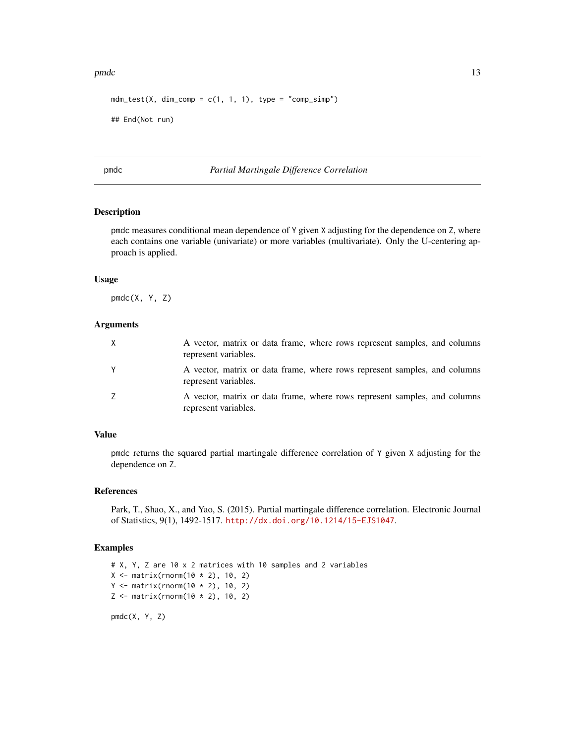```
mdm_test(X, dim_comp = c(1, 1, 1), type = "comp_simp")

## End(Not run)
```

## pmdc — *Partial Martingale Difference Correlation*

### Description

pmdc measures conditional mean dependence of Y given X adjusting for the dependence on Z, where each contains one variable (univariate) or more variables (multivariate). Only the U-centering approach is applied.

### Usage

```
pmdc(X, Y, Z)
```

### Arguments

| | |
|---|---|
| X | A vector, matrix or data frame, where rows represent samples, and columns represent variables. |
| Y | A vector, matrix or data frame, where rows represent samples, and columns represent variables. |
| Z | A vector, matrix or data frame, where rows represent samples, and columns represent variables. |

### Value

pmdc returns the squared partial martingale difference correlation of Y given X adjusting for the dependence on Z.

### References

Park, T., Shao, X., and Yao, S. (2015). Partial martingale difference correlation. Electronic Journal of Statistics, 9(1), 1492-1517. http://dx.doi.org/10.1214/15-EJS1047.

### Examples

```
# X, Y, Z are 10 x 2 matrices with 10 samples and 2 variables
X <- matrix(rnorm(10 * 2), 10, 2)
Y <- matrix(rnorm(10 * 2), 10, 2)
Z <- matrix(rnorm(10 * 2), 10, 2)

pmdc(X, Y, Z)
```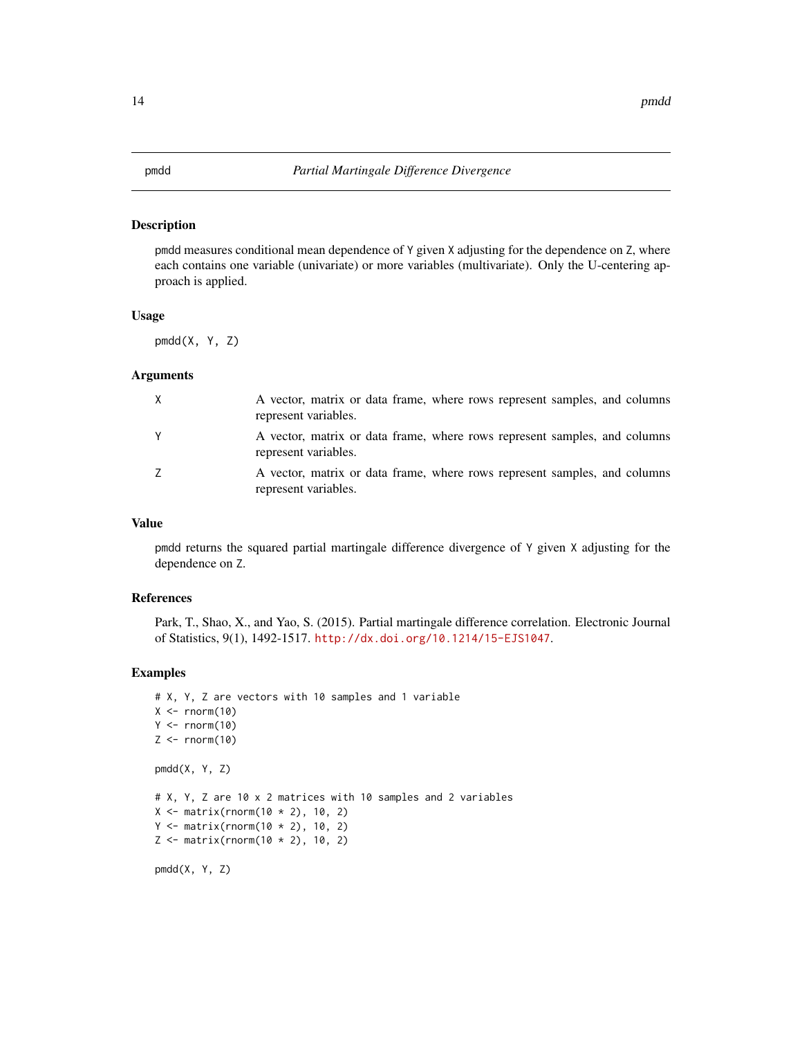## pmdd — *Partial Martingale Difference Divergence*

### Description

pmdd measures conditional mean dependence of Y given X adjusting for the dependence on Z, where each contains one variable (univariate) or more variables (multivariate). Only the U-centering approach is applied.

### Usage

```
pmdd(X, Y, Z)
```

### Arguments

| | |
|---|---|
| X | A vector, matrix or data frame, where rows represent samples, and columns represent variables. |
| Y | A vector, matrix or data frame, where rows represent samples, and columns represent variables. |
| Z | A vector, matrix or data frame, where rows represent samples, and columns represent variables. |

### Value

pmdd returns the squared partial martingale difference divergence of Y given X adjusting for the dependence on Z.

### References

Park, T., Shao, X., and Yao, S. (2015). Partial martingale difference correlation. Electronic Journal of Statistics, 9(1), 1492-1517. http://dx.doi.org/10.1214/15-EJS1047.

### Examples

```
# X, Y, Z are vectors with 10 samples and 1 variable
X <- rnorm(10)
Y <- rnorm(10)
Z <- rnorm(10)

pmdd(X, Y, Z)

# X, Y, Z are 10 x 2 matrices with 10 samples and 2 variables
X <- matrix(rnorm(10 * 2), 10, 2)
Y <- matrix(rnorm(10 * 2), 10, 2)
Z <- matrix(rnorm(10 * 2), 10, 2)

pmdd(X, Y, Z)
```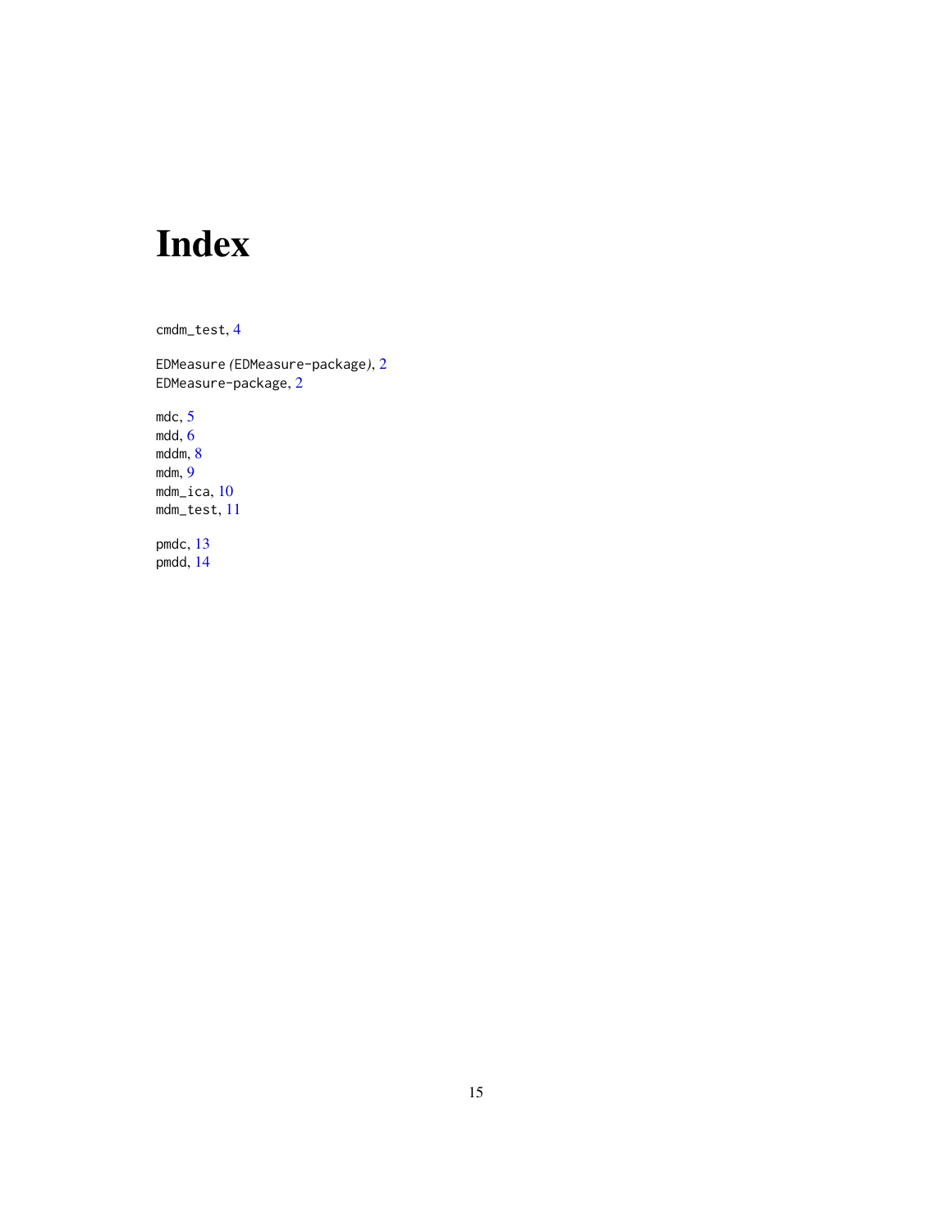# Index

cmdm_test, 4

EDMeasure (EDMeasure-package), 2
EDMeasure-package, 2

mdc, 5
mdd, 6
mddm, 8
mdm, 9
mdm_ica, 10
mdm_test, 11

pmdc, 13
pmdd, 14